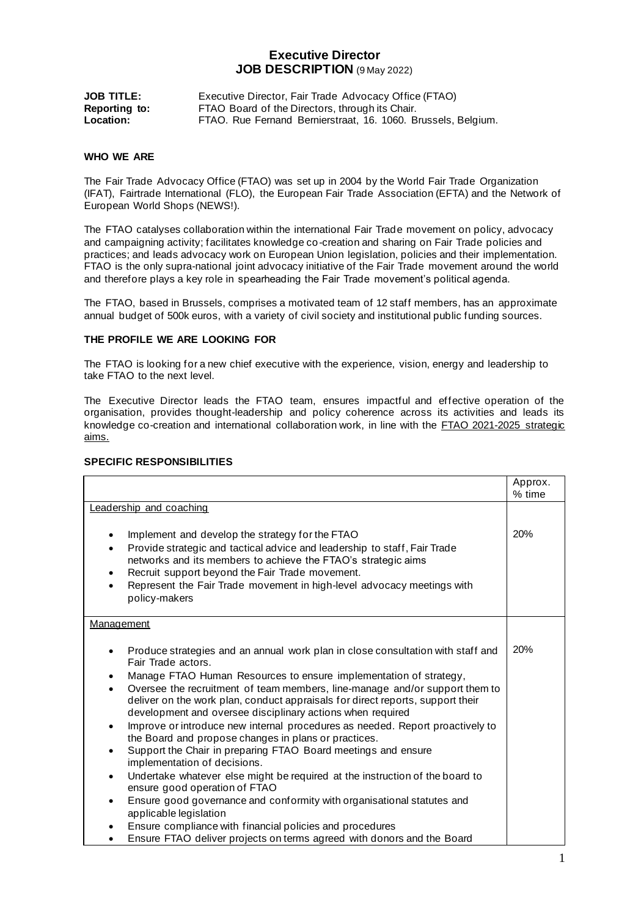# Executive Director
## JOB DESCRIPTION (9 May 2022)

**JOB TITLE:** Executive Director, Fair Trade Advocacy Office (FTAO)
**Reporting to:** FTAO Board of the Directors, through its Chair.
**Location:** FTAO. Rue Fernand Bernierstraat, 16. 1060. Brussels, Belgium.

### WHO WE ARE

The Fair Trade Advocacy Office (FTAO) was set up in 2004 by the World Fair Trade Organization (IFAT), Fairtrade International (FLO), the European Fair Trade Association (EFTA) and the Network of European World Shops (NEWS!).

The FTAO catalyses collaboration within the international Fair Trade movement on policy, advocacy and campaigning activity; facilitates knowledge co-creation and sharing on Fair Trade policies and practices; and leads advocacy work on European Union legislation, policies and their implementation. FTAO is the only supra-national joint advocacy initiative of the Fair Trade movement around the world and therefore plays a key role in spearheading the Fair Trade movement's political agenda.

The FTAO, based in Brussels, comprises a motivated team of 12 staff members, has an approximate annual budget of 500k euros, with a variety of civil society and institutional public funding sources.

### THE PROFILE WE ARE LOOKING FOR

The FTAO is looking for a new chief executive with the experience, vision, energy and leadership to take FTAO to the next level.

The Executive Director leads the FTAO team, ensures impactful and effective operation of the organisation, provides thought-leadership and policy coherence across its activities and leads its knowledge co-creation and international collaboration work, in line with the FTAO 2021-2025 strategic aims.

### SPECIFIC RESPONSIBILITIES

| | Approx. % time |
|---|---|
| Leadership and coaching<br><br>• Implement and develop the strategy for the FTAO<br>• Provide strategic and tactical advice and leadership to staff, Fair Trade networks and its members to achieve the FTAO's strategic aims<br>• Recruit support beyond the Fair Trade movement.<br>• Represent the Fair Trade movement in high-level advocacy meetings with policy-makers | 20% |
| Management<br><br>• Produce strategies and an annual work plan in close consultation with staff and Fair Trade actors.<br>• Manage FTAO Human Resources to ensure implementation of strategy,<br>• Oversee the recruitment of team members, line-manage and/or support them to deliver on the work plan, conduct appraisals for direct reports, support their development and oversee disciplinary actions when required<br>• Improve or introduce new internal procedures as needed. Report proactively to the Board and propose changes in plans or practices.<br>• Support the Chair in preparing FTAO Board meetings and ensure implementation of decisions.<br>• Undertake whatever else might be required at the instruction of the board to ensure good operation of FTAO<br>• Ensure good governance and conformity with organisational statutes and applicable legislation<br>• Ensure compliance with financial policies and procedures<br>• Ensure FTAO deliver projects on terms agreed with donors and the Board | 20% |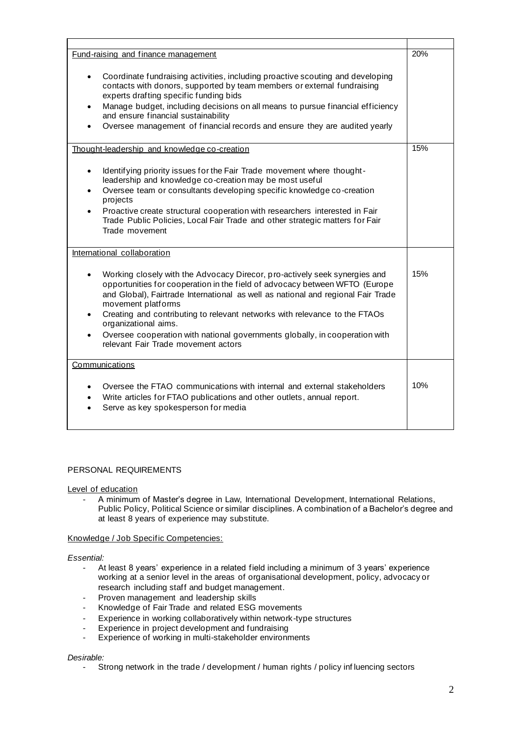| | |
|---|---|
| Fund-raising and finance management<br><br>• Coordinate fundraising activities, including proactive scouting and developing contacts with donors, supported by team members or external fundraising experts drafting specific funding bids<br>• Manage budget, including decisions on all means to pursue financial efficiency and ensure financial sustainability<br>• Oversee management of financial records and ensure they are audited yearly | 20% |
| Thought-leadership and knowledge co-creation<br><br>• Identifying priority issues for the Fair Trade movement where thought-leadership and knowledge co-creation may be most useful<br>• Oversee team or consultants developing specific knowledge co-creation projects<br>• Proactive create structural cooperation with researchers interested in Fair Trade Public Policies, Local Fair Trade and other strategic matters for Fair Trade movement | 15% |
| International collaboration<br><br>• Working closely with the Advocacy Direcor, pro-actively seek synergies and opportunities for cooperation in the field of advocacy between WFTO (Europe and Global), Fairtrade International as well as national and regional Fair Trade movement platforms<br>• Creating and contributing to relevant networks with relevance to the FTAOs organizational aims.<br>• Oversee cooperation with national governments globally, in cooperation with relevant Fair Trade movement actors | 15% |
| Communications<br><br>• Oversee the FTAO communications with internal and external stakeholders<br>• Write articles for FTAO publications and other outlets, annual report.<br>• Serve as key spokesperson for media | 10% |

## PERSONAL REQUIREMENTS

Level of education

- A minimum of Master's degree in Law, International Development, International Relations, Public Policy, Political Science or similar disciplines. A combination of a Bachelor's degree and at least 8 years of experience may substitute.

Knowledge / Job Specific Competencies:

*Essential:*

- At least 8 years' experience in a related field including a minimum of 3 years' experience working at a senior level in the areas of organisational development, policy, advocacy or research including staff and budget management.
- Proven management and leadership skills
- Knowledge of Fair Trade and related ESG movements
- Experience in working collaboratively within network-type structures
- Experience in project development and fundraising
- Experience of working in multi-stakeholder environments

*Desirable:*

- Strong network in the trade / development / human rights / policy influencing sectors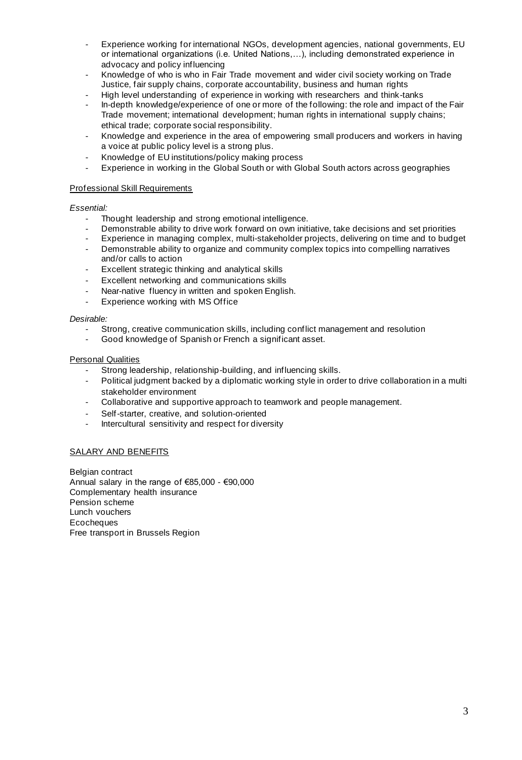- Experience working for international NGOs, development agencies, national governments, EU or international organizations (i.e. United Nations,…), including demonstrated experience in advocacy and policy influencing
- Knowledge of who is who in Fair Trade movement and wider civil society working on Trade Justice, fair supply chains, corporate accountability, business and human rights
- High level understanding of experience in working with researchers and think-tanks
- In-depth knowledge/experience of one or more of the following: the role and impact of the Fair Trade movement; international development; human rights in international supply chains; ethical trade; corporate social responsibility.
- Knowledge and experience in the area of empowering small producers and workers in having a voice at public policy level is a strong plus.
- Knowledge of EU institutions/policy making process
- Experience in working in the Global South or with Global South actors across geographies

<u>Professional Skill Requirements</u>

*Essential:*

- Thought leadership and strong emotional intelligence.
- Demonstrable ability to drive work forward on own initiative, take decisions and set priorities
- Experience in managing complex, multi-stakeholder projects, delivering on time and to budget
- Demonstrable ability to organize and community complex topics into compelling narratives and/or calls to action
- Excellent strategic thinking and analytical skills
- Excellent networking and communications skills
- Near-native fluency in written and spoken English.
- Experience working with MS Office

*Desirable:*

- Strong, creative communication skills, including conflict management and resolution
- Good knowledge of Spanish or French a significant asset.

<u>Personal Qualities</u>

- Strong leadership, relationship-building, and influencing skills.
- Political judgment backed by a diplomatic working style in order to drive collaboration in a multi stakeholder environment
- Collaborative and supportive approach to teamwork and people management.
- Self-starter, creative, and solution-oriented
- Intercultural sensitivity and respect for diversity

<u>SALARY AND BENEFITS</u>

Belgian contract
Annual salary in the range of €85,000 - €90,000
Complementary health insurance
Pension scheme
Lunch vouchers
Ecocheques
Free transport in Brussels Region